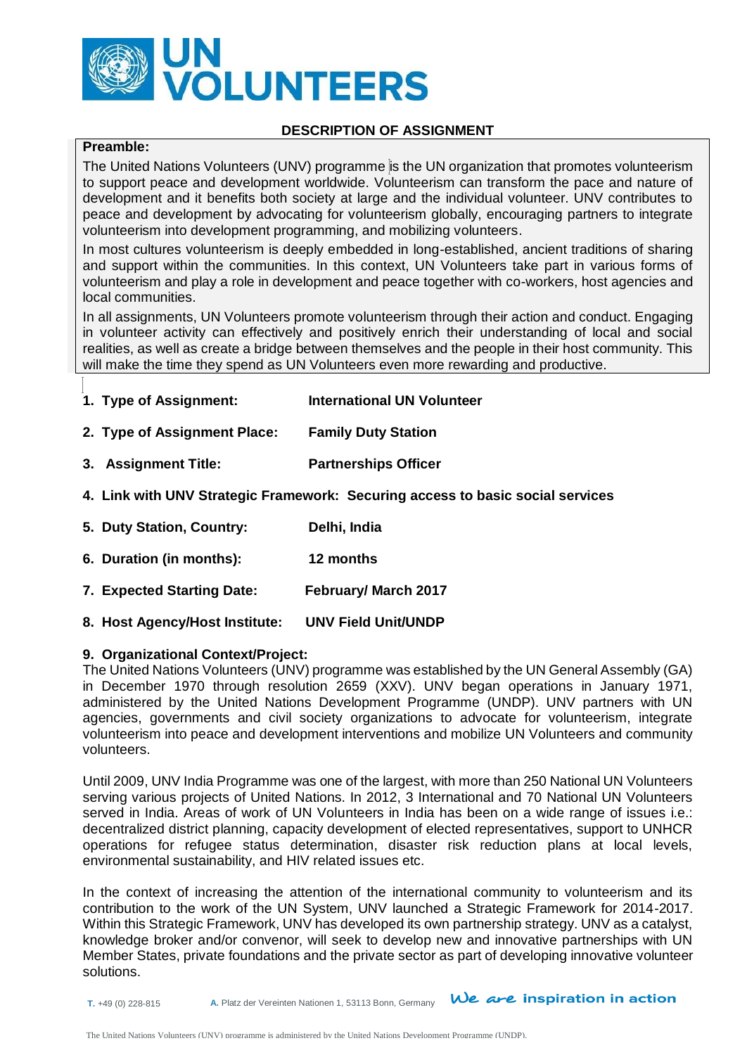# UN VOLUNTEERS

## DESCRIPTION OF ASSIGNMENT

**Preamble:**

The United Nations Volunteers (UNV) programme is the UN organization that promotes volunteerism to support peace and development worldwide. Volunteerism can transform the pace and nature of development and it benefits both society at large and the individual volunteer. UNV contributes to peace and development by advocating for volunteerism globally, encouraging partners to integrate volunteerism into development programming, and mobilizing volunteers.

In most cultures volunteerism is deeply embedded in long-established, ancient traditions of sharing and support within the communities. In this context, UN Volunteers take part in various forms of volunteerism and play a role in development and peace together with co-workers, host agencies and local communities.

In all assignments, UN Volunteers promote volunteerism through their action and conduct. Engaging in volunteer activity can effectively and positively enrich their understanding of local and social realities, as well as create a bridge between themselves and the people in their host community. This will make the time they spend as UN Volunteers even more rewarding and productive.

1. **Type of Assignment:** **International UN Volunteer**
2. **Type of Assignment Place:** **Family Duty Station**
3. **Assignment Title:** **Partnerships Officer**
4. **Link with UNV Strategic Framework:** **Securing access to basic social services**
5. **Duty Station, Country:** **Delhi, India**
6. **Duration (in months):** **12 months**
7. **Expected Starting Date:** **February/ March 2017**
8. **Host Agency/Host Institute:** **UNV Field Unit/UNDP**
9. **Organizational Context/Project:**

The United Nations Volunteers (UNV) programme was established by the UN General Assembly (GA) in December 1970 through resolution 2659 (XXV). UNV began operations in January 1971, administered by the United Nations Development Programme (UNDP). UNV partners with UN agencies, governments and civil society organizations to advocate for volunteerism, integrate volunteerism into peace and development interventions and mobilize UN Volunteers and community volunteers.

Until 2009, UNV India Programme was one of the largest, with more than 250 National UN Volunteers serving various projects of United Nations. In 2012, 3 International and 70 National UN Volunteers served in India. Areas of work of UN Volunteers in India has been on a wide range of issues i.e.: decentralized district planning, capacity development of elected representatives, support to UNHCR operations for refugee status determination, disaster risk reduction plans at local levels, environmental sustainability, and HIV related issues etc.

In the context of increasing the attention of the international community to volunteerism and its contribution to the work of the UN System, UNV launched a Strategic Framework for 2014-2017. Within this Strategic Framework, UNV has developed its own partnership strategy. UNV as a catalyst, knowledge broker and/or convenor, will seek to develop new and innovative partnerships with UN Member States, private foundations and the private sector as part of developing innovative volunteer solutions.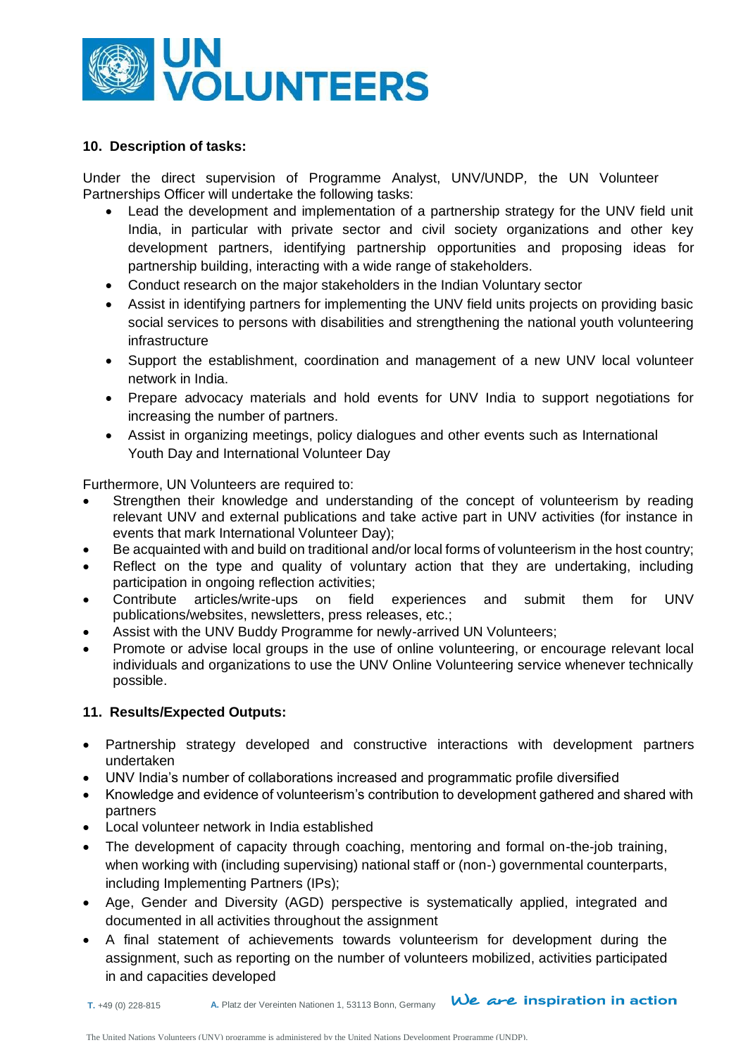## 10. Description of tasks:

Under the direct supervision of Programme Analyst, UNV/UNDP, the UN Volunteer Partnerships Officer will undertake the following tasks:

- Lead the development and implementation of a partnership strategy for the UNV field unit India, in particular with private sector and civil society organizations and other key development partners, identifying partnership opportunities and proposing ideas for partnership building, interacting with a wide range of stakeholders.
- Conduct research on the major stakeholders in the Indian Voluntary sector
- Assist in identifying partners for implementing the UNV field units projects on providing basic social services to persons with disabilities and strengthening the national youth volunteering infrastructure
- Support the establishment, coordination and management of a new UNV local volunteer network in India.
- Prepare advocacy materials and hold events for UNV India to support negotiations for increasing the number of partners.
- Assist in organizing meetings, policy dialogues and other events such as International Youth Day and International Volunteer Day

Furthermore, UN Volunteers are required to:

- Strengthen their knowledge and understanding of the concept of volunteerism by reading relevant UNV and external publications and take active part in UNV activities (for instance in events that mark International Volunteer Day);
- Be acquainted with and build on traditional and/or local forms of volunteerism in the host country;
- Reflect on the type and quality of voluntary action that they are undertaking, including participation in ongoing reflection activities;
- Contribute articles/write-ups on field experiences and submit them for UNV publications/websites, newsletters, press releases, etc.;
- Assist with the UNV Buddy Programme for newly-arrived UN Volunteers;
- Promote or advise local groups in the use of online volunteering, or encourage relevant local individuals and organizations to use the UNV Online Volunteering service whenever technically possible.

## 11. Results/Expected Outputs:

- Partnership strategy developed and constructive interactions with development partners undertaken
- UNV India's number of collaborations increased and programmatic profile diversified
- Knowledge and evidence of volunteerism's contribution to development gathered and shared with partners
- Local volunteer network in India established
- The development of capacity through coaching, mentoring and formal on-the-job training, when working with (including supervising) national staff or (non-) governmental counterparts, including Implementing Partners (IPs);
- Age, Gender and Diversity (AGD) perspective is systematically applied, integrated and documented in all activities throughout the assignment
- A final statement of achievements towards volunteerism for development during the assignment, such as reporting on the number of volunteers mobilized, activities participated in and capacities developed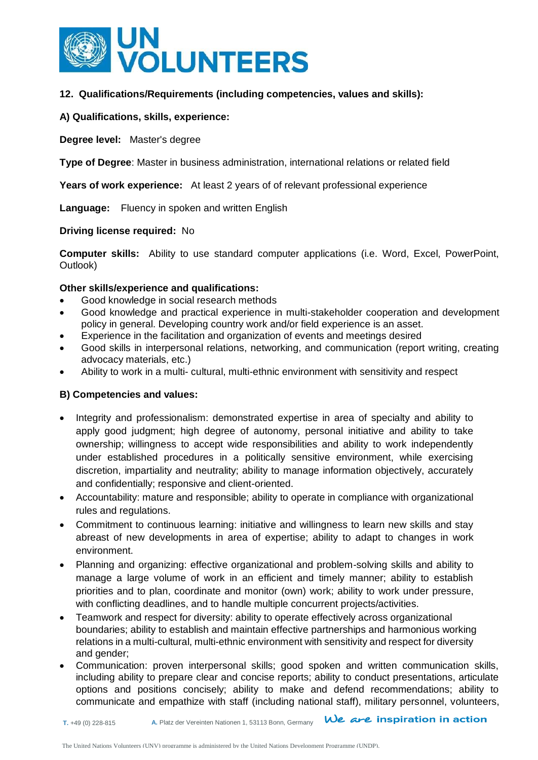**12. Qualifications/Requirements (including competencies, values and skills):**

**A) Qualifications, skills, experience:**

**Degree level:** Master's degree

**Type of Degree**: Master in business administration, international relations or related field

**Years of work experience:** At least 2 years of of relevant professional experience

**Language:** Fluency in spoken and written English

**Driving license required:** No

**Computer skills:** Ability to use standard computer applications (i.e. Word, Excel, PowerPoint, Outlook)

**Other skills/experience and qualifications:**

- Good knowledge in social research methods
- Good knowledge and practical experience in multi-stakeholder cooperation and development policy in general. Developing country work and/or field experience is an asset.
- Experience in the facilitation and organization of events and meetings desired
- Good skills in interpersonal relations, networking, and communication (report writing, creating advocacy materials, etc.)
- Ability to work in a multi- cultural, multi-ethnic environment with sensitivity and respect

**B) Competencies and values:**

- Integrity and professionalism: demonstrated expertise in area of specialty and ability to apply good judgment; high degree of autonomy, personal initiative and ability to take ownership; willingness to accept wide responsibilities and ability to work independently under established procedures in a politically sensitive environment, while exercising discretion, impartiality and neutrality; ability to manage information objectively, accurately and confidentially; responsive and client-oriented.
- Accountability: mature and responsible; ability to operate in compliance with organizational rules and regulations.
- Commitment to continuous learning: initiative and willingness to learn new skills and stay abreast of new developments in area of expertise; ability to adapt to changes in work environment.
- Planning and organizing: effective organizational and problem-solving skills and ability to manage a large volume of work in an efficient and timely manner; ability to establish priorities and to plan, coordinate and monitor (own) work; ability to work under pressure, with conflicting deadlines, and to handle multiple concurrent projects/activities.
- Teamwork and respect for diversity: ability to operate effectively across organizational boundaries; ability to establish and maintain effective partnerships and harmonious working relations in a multi-cultural, multi-ethnic environment with sensitivity and respect for diversity and gender;
- Communication: proven interpersonal skills; good spoken and written communication skills, including ability to prepare clear and concise reports; ability to conduct presentations, articulate options and positions concisely; ability to make and defend recommendations; ability to communicate and empathize with staff (including national staff), military personnel, volunteers,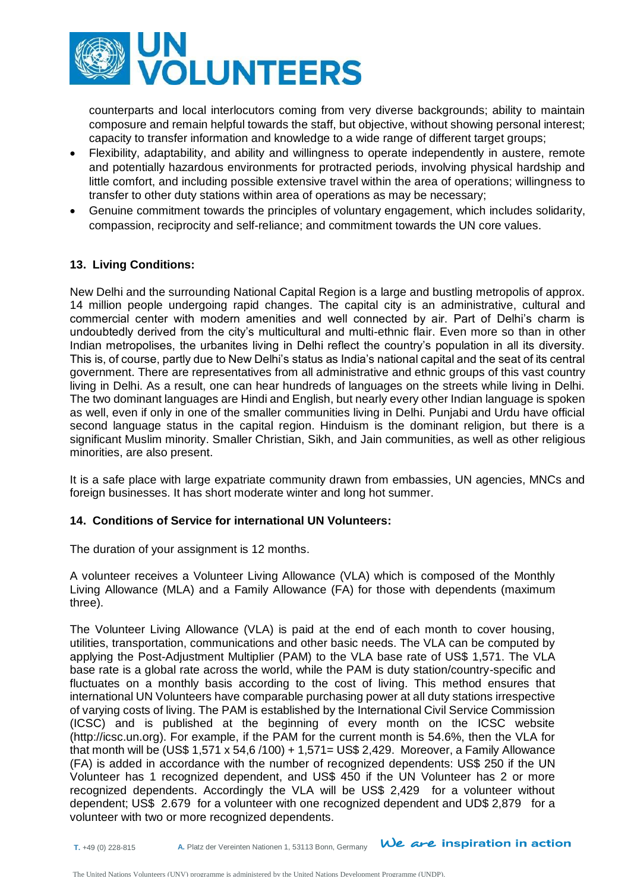counterparts and local interlocutors coming from very diverse backgrounds; ability to maintain composure and remain helpful towards the staff, but objective, without showing personal interest; capacity to transfer information and knowledge to a wide range of different target groups;

- Flexibility, adaptability, and ability and willingness to operate independently in austere, remote and potentially hazardous environments for protracted periods, involving physical hardship and little comfort, and including possible extensive travel within the area of operations; willingness to transfer to other duty stations within area of operations as may be necessary;
- Genuine commitment towards the principles of voluntary engagement, which includes solidarity, compassion, reciprocity and self-reliance; and commitment towards the UN core values.

### 13. Living Conditions:

New Delhi and the surrounding National Capital Region is a large and bustling metropolis of approx. 14 million people undergoing rapid changes. The capital city is an administrative, cultural and commercial center with modern amenities and well connected by air. Part of Delhi's charm is undoubtedly derived from the city's multicultural and multi-ethnic flair. Even more so than in other Indian metropolises, the urbanites living in Delhi reflect the country's population in all its diversity. This is, of course, partly due to New Delhi's status as India's national capital and the seat of its central government. There are representatives from all administrative and ethnic groups of this vast country living in Delhi. As a result, one can hear hundreds of languages on the streets while living in Delhi. The two dominant languages are Hindi and English, but nearly every other Indian language is spoken as well, even if only in one of the smaller communities living in Delhi. Punjabi and Urdu have official second language status in the capital region. Hinduism is the dominant religion, but there is a significant Muslim minority. Smaller Christian, Sikh, and Jain communities, as well as other religious minorities, are also present.

It is a safe place with large expatriate community drawn from embassies, UN agencies, MNCs and foreign businesses. It has short moderate winter and long hot summer.

### 14. Conditions of Service for international UN Volunteers:

The duration of your assignment is 12 months.

A volunteer receives a Volunteer Living Allowance (VLA) which is composed of the Monthly Living Allowance (MLA) and a Family Allowance (FA) for those with dependents (maximum three).

The Volunteer Living Allowance (VLA) is paid at the end of each month to cover housing, utilities, transportation, communications and other basic needs. The VLA can be computed by applying the Post-Adjustment Multiplier (PAM) to the VLA base rate of US$ 1,571. The VLA base rate is a global rate across the world, while the PAM is duty station/country-specific and fluctuates on a monthly basis according to the cost of living. This method ensures that international UN Volunteers have comparable purchasing power at all duty stations irrespective of varying costs of living. The PAM is established by the International Civil Service Commission (ICSC) and is published at the beginning of every month on the ICSC website (http://icsc.un.org). For example, if the PAM for the current month is 54.6%, then the VLA for that month will be (US$ 1,571 x 54,6 /100) + 1,571= US$ 2,429. Moreover, a Family Allowance (FA) is added in accordance with the number of recognized dependents: US$ 250 if the UN Volunteer has 1 recognized dependent, and US$ 450 if the UN Volunteer has 2 or more recognized dependents. Accordingly the VLA will be US$ 2,429 for a volunteer without dependent; US$ 2.679 for a volunteer with one recognized dependent and UD$ 2,879 for a volunteer with two or more recognized dependents.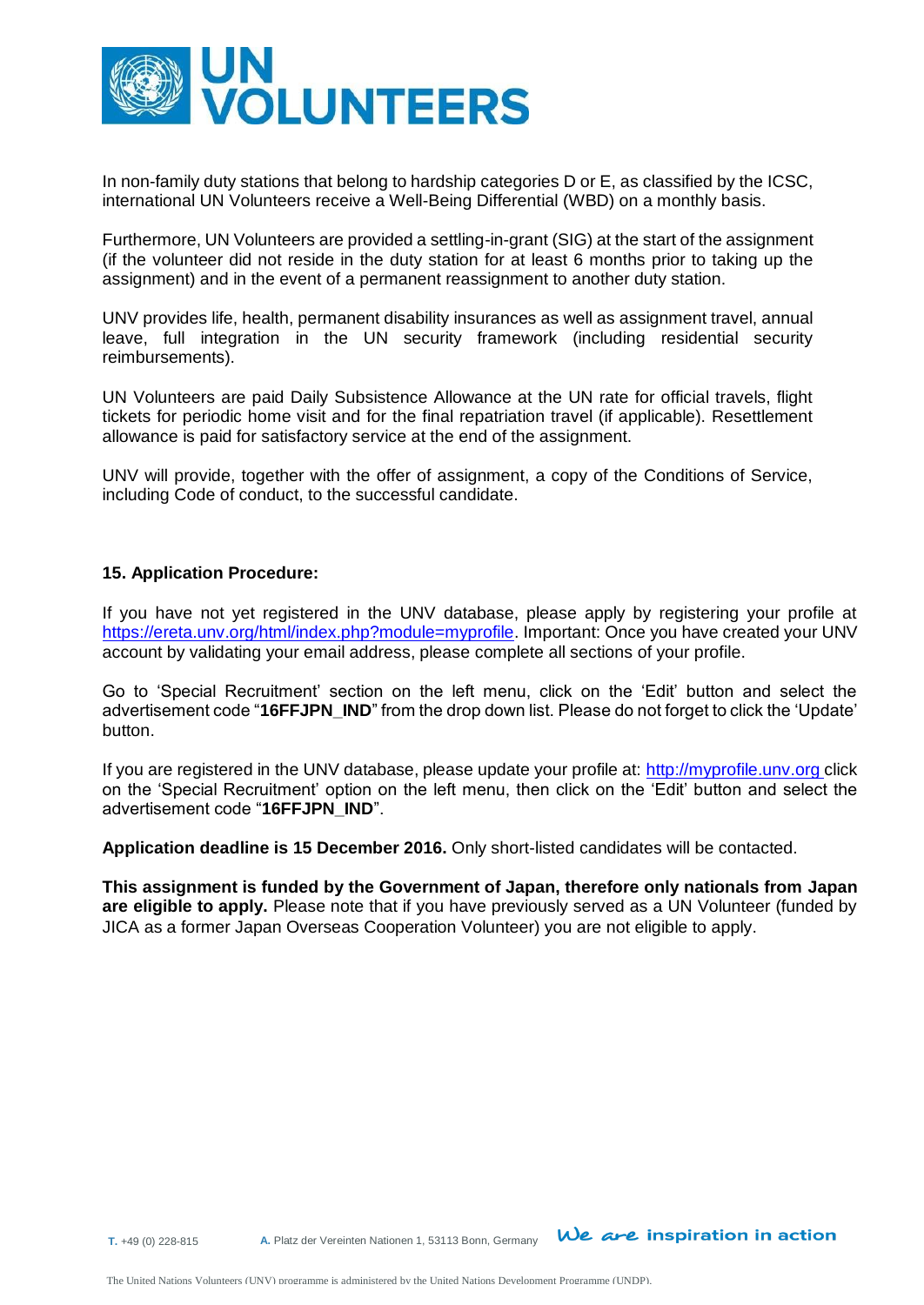In non-family duty stations that belong to hardship categories D or E, as classified by the ICSC, international UN Volunteers receive a Well-Being Differential (WBD) on a monthly basis.

Furthermore, UN Volunteers are provided a settling-in-grant (SIG) at the start of the assignment (if the volunteer did not reside in the duty station for at least 6 months prior to taking up the assignment) and in the event of a permanent reassignment to another duty station.

UNV provides life, health, permanent disability insurances as well as assignment travel, annual leave, full integration in the UN security framework (including residential security reimbursements).

UN Volunteers are paid Daily Subsistence Allowance at the UN rate for official travels, flight tickets for periodic home visit and for the final repatriation travel (if applicable). Resettlement allowance is paid for satisfactory service at the end of the assignment.

UNV will provide, together with the offer of assignment, a copy of the Conditions of Service, including Code of conduct, to the successful candidate.

**15. Application Procedure:**

If you have not yet registered in the UNV database, please apply by registering your profile at https://ereta.unv.org/html/index.php?module=myprofile. Important: Once you have created your UNV account by validating your email address, please complete all sections of your profile.

Go to 'Special Recruitment' section on the left menu, click on the 'Edit' button and select the advertisement code "**16FFJPN_IND**" from the drop down list. Please do not forget to click the 'Update' button.

If you are registered in the UNV database, please update your profile at: http://myprofile.unv.org click on the 'Special Recruitment' option on the left menu, then click on the 'Edit' button and select the advertisement code "**16FFJPN_IND**".

**Application deadline is 15 December 2016.** Only short-listed candidates will be contacted.

**This assignment is funded by the Government of Japan, therefore only nationals from Japan are eligible to apply.** Please note that if you have previously served as a UN Volunteer (funded by JICA as a former Japan Overseas Cooperation Volunteer) you are not eligible to apply.